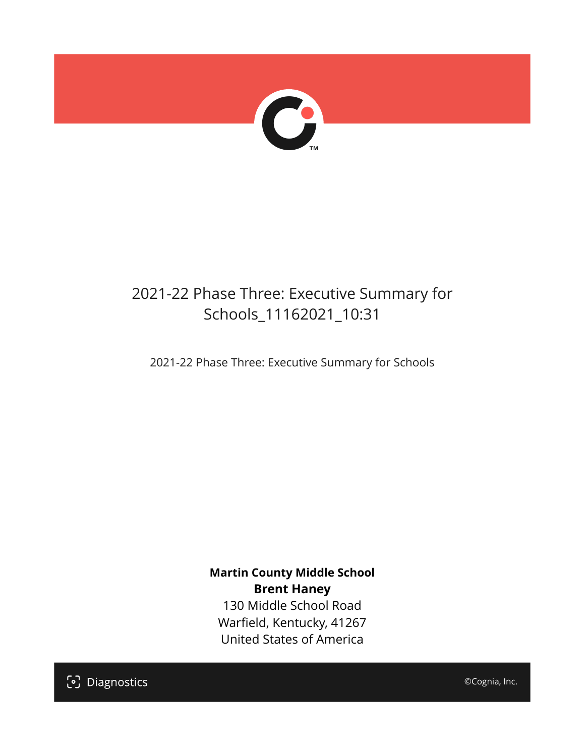# 2021-22 Phase Three: Executive Summary for Schools_11162021_10:31

2021-22 Phase Three: Executive Summary for Schools

**Martin County Middle School**
**Brent Haney**
130 Middle School Road
Warfield, Kentucky, 41267
United States of America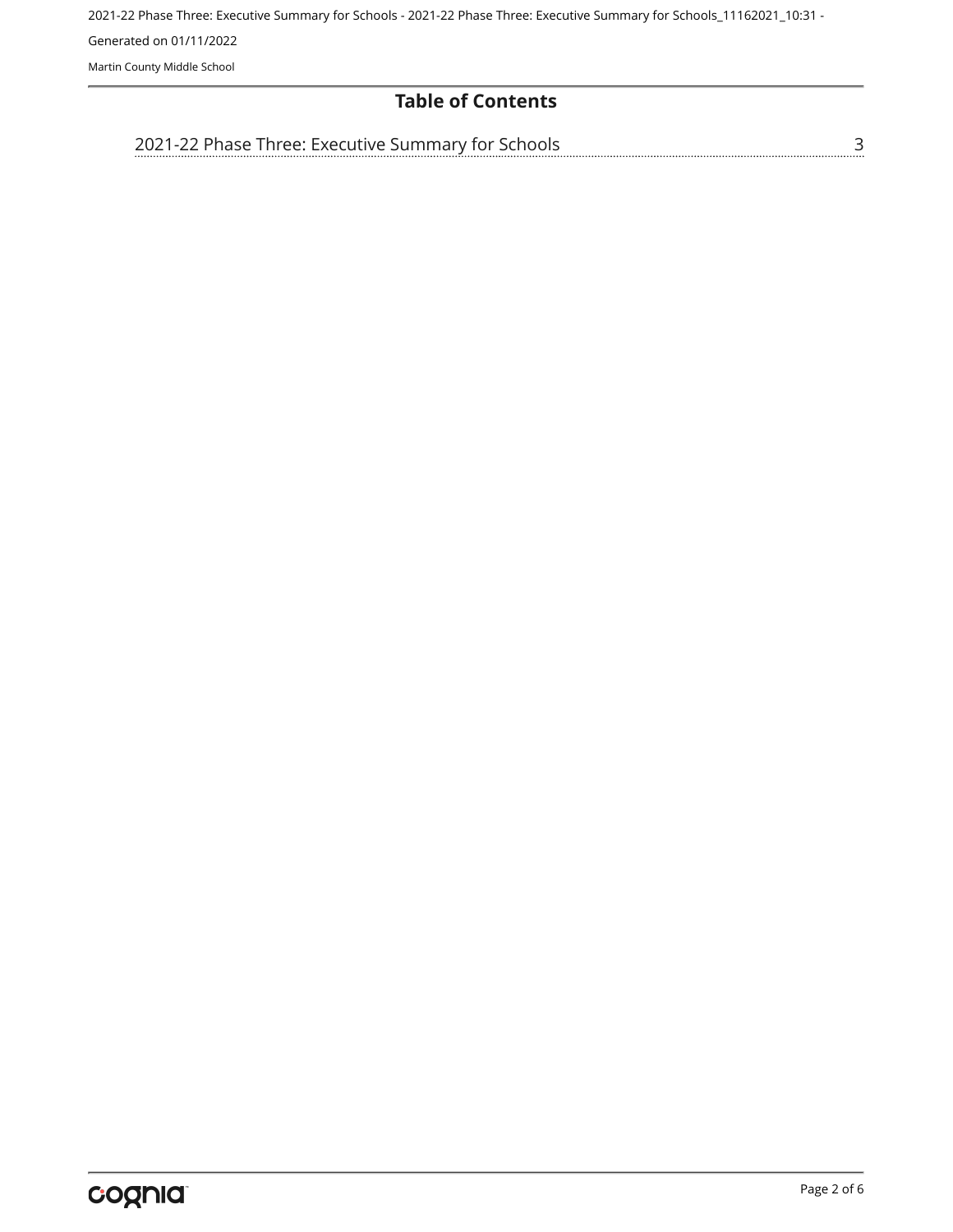# Table of Contents

2021-22 Phase Three: Executive Summary for Schools ........ 3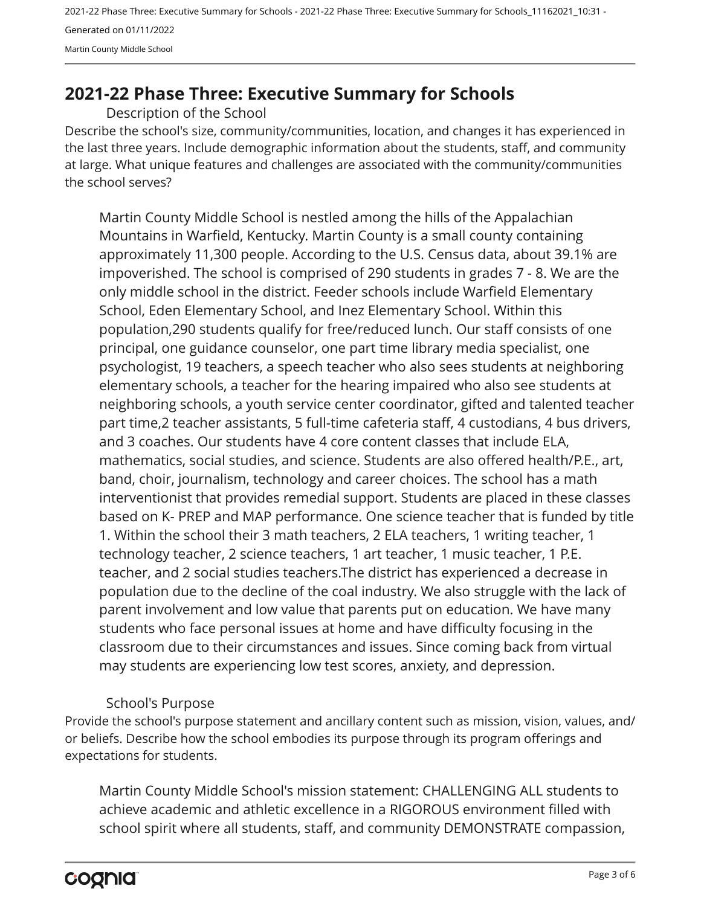# 2021-22 Phase Three: Executive Summary for Schools

## Description of the School

Describe the school's size, community/communities, location, and changes it has experienced in the last three years. Include demographic information about the students, staff, and community at large. What unique features and challenges are associated with the community/communities the school serves?

Martin County Middle School is nestled among the hills of the Appalachian Mountains in Warfield, Kentucky. Martin County is a small county containing approximately 11,300 people. According to the U.S. Census data, about 39.1% are impoverished. The school is comprised of 290 students in grades 7 - 8. We are the only middle school in the district. Feeder schools include Warfield Elementary School, Eden Elementary School, and Inez Elementary School. Within this population,290 students qualify for free/reduced lunch. Our staff consists of one principal, one guidance counselor, one part time library media specialist, one psychologist, 19 teachers, a speech teacher who also sees students at neighboring elementary schools, a teacher for the hearing impaired who also see students at neighboring schools, a youth service center coordinator, gifted and talented teacher part time,2 teacher assistants, 5 full-time cafeteria staff, 4 custodians, 4 bus drivers, and 3 coaches. Our students have 4 core content classes that include ELA, mathematics, social studies, and science. Students are also offered health/P.E., art, band, choir, journalism, technology and career choices. The school has a math interventionist that provides remedial support. Students are placed in these classes based on K- PREP and MAP performance. One science teacher that is funded by title 1. Within the school their 3 math teachers, 2 ELA teachers, 1 writing teacher, 1 technology teacher, 2 science teachers, 1 art teacher, 1 music teacher, 1 P.E. teacher, and 2 social studies teachers.The district has experienced a decrease in population due to the decline of the coal industry. We also struggle with the lack of parent involvement and low value that parents put on education. We have many students who face personal issues at home and have difficulty focusing in the classroom due to their circumstances and issues. Since coming back from virtual may students are experiencing low test scores, anxiety, and depression.

## School's Purpose

Provide the school's purpose statement and ancillary content such as mission, vision, values, and/or beliefs. Describe how the school embodies its purpose through its program offerings and expectations for students.

Martin County Middle School's mission statement: CHALLENGING ALL students to achieve academic and athletic excellence in a RIGOROUS environment filled with school spirit where all students, staff, and community DEMONSTRATE compassion,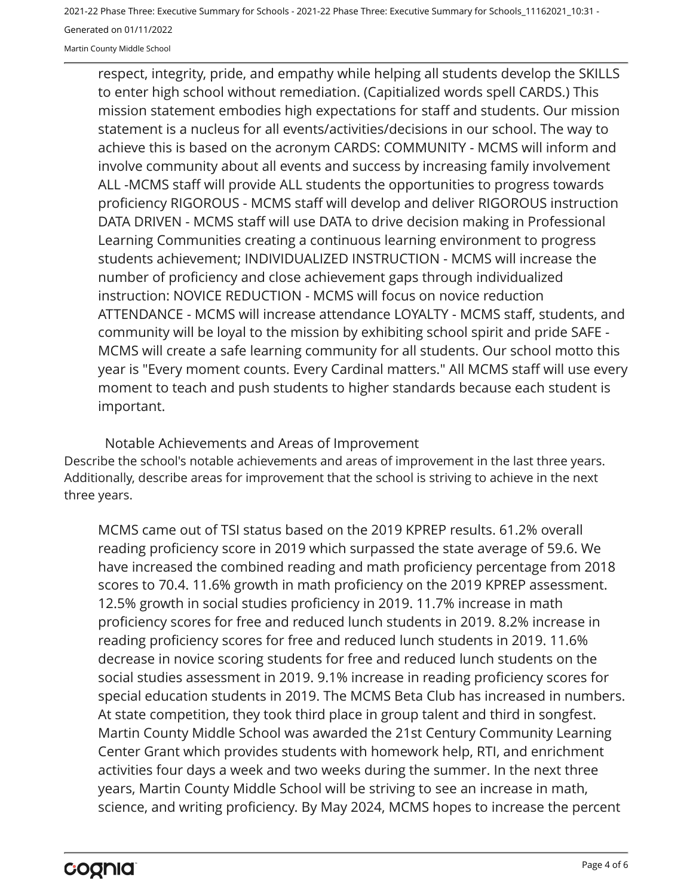respect, integrity, pride, and empathy while helping all students develop the SKILLS to enter high school without remediation. (Capitialized words spell CARDS.) This mission statement embodies high expectations for staff and students. Our mission statement is a nucleus for all events/activities/decisions in our school. The way to achieve this is based on the acronym CARDS: COMMUNITY - MCMS will inform and involve community about all events and success by increasing family involvement ALL -MCMS staff will provide ALL students the opportunities to progress towards proficiency RIGOROUS - MCMS staff will develop and deliver RIGOROUS instruction DATA DRIVEN - MCMS staff will use DATA to drive decision making in Professional Learning Communities creating a continuous learning environment to progress students achievement; INDIVIDUALIZED INSTRUCTION - MCMS will increase the number of proficiency and close achievement gaps through individualized instruction: NOVICE REDUCTION - MCMS will focus on novice reduction ATTENDANCE - MCMS will increase attendance LOYALTY - MCMS staff, students, and community will be loyal to the mission by exhibiting school spirit and pride SAFE - MCMS will create a safe learning community for all students. Our school motto this year is "Every moment counts. Every Cardinal matters." All MCMS staff will use every moment to teach and push students to higher standards because each student is important.

## Notable Achievements and Areas of Improvement

Describe the school's notable achievements and areas of improvement in the last three years. Additionally, describe areas for improvement that the school is striving to achieve in the next three years.

MCMS came out of TSI status based on the 2019 KPREP results. 61.2% overall reading proficiency score in 2019 which surpassed the state average of 59.6. We have increased the combined reading and math proficiency percentage from 2018 scores to 70.4. 11.6% growth in math proficiency on the 2019 KPREP assessment. 12.5% growth in social studies proficiency in 2019. 11.7% increase in math proficiency scores for free and reduced lunch students in 2019. 8.2% increase in reading proficiency scores for free and reduced lunch students in 2019. 11.6% decrease in novice scoring students for free and reduced lunch students on the social studies assessment in 2019. 9.1% increase in reading proficiency scores for special education students in 2019. The MCMS Beta Club has increased in numbers. At state competition, they took third place in group talent and third in songfest. Martin County Middle School was awarded the 21st Century Community Learning Center Grant which provides students with homework help, RTI, and enrichment activities four days a week and two weeks during the summer. In the next three years, Martin County Middle School will be striving to see an increase in math, science, and writing proficiency. By May 2024, MCMS hopes to increase the percent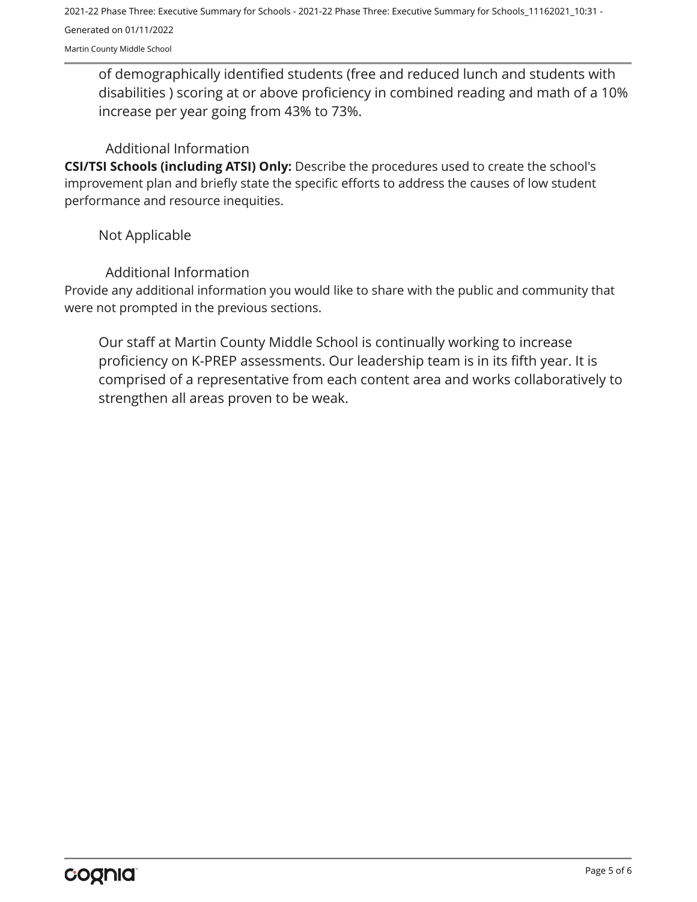of demographically identified students (free and reduced lunch and students with disabilities ) scoring at or above proficiency in combined reading and math of a 10% increase per year going from 43% to 73%.

### Additional Information

**CSI/TSI Schools (including ATSI) Only:** Describe the procedures used to create the school's improvement plan and briefly state the specific efforts to address the causes of low student performance and resource inequities.

Not Applicable

### Additional Information

Provide any additional information you would like to share with the public and community that were not prompted in the previous sections.

Our staff at Martin County Middle School is continually working to increase proficiency on K-PREP assessments. Our leadership team is in its fifth year. It is comprised of a representative from each content area and works collaboratively to strengthen all areas proven to be weak.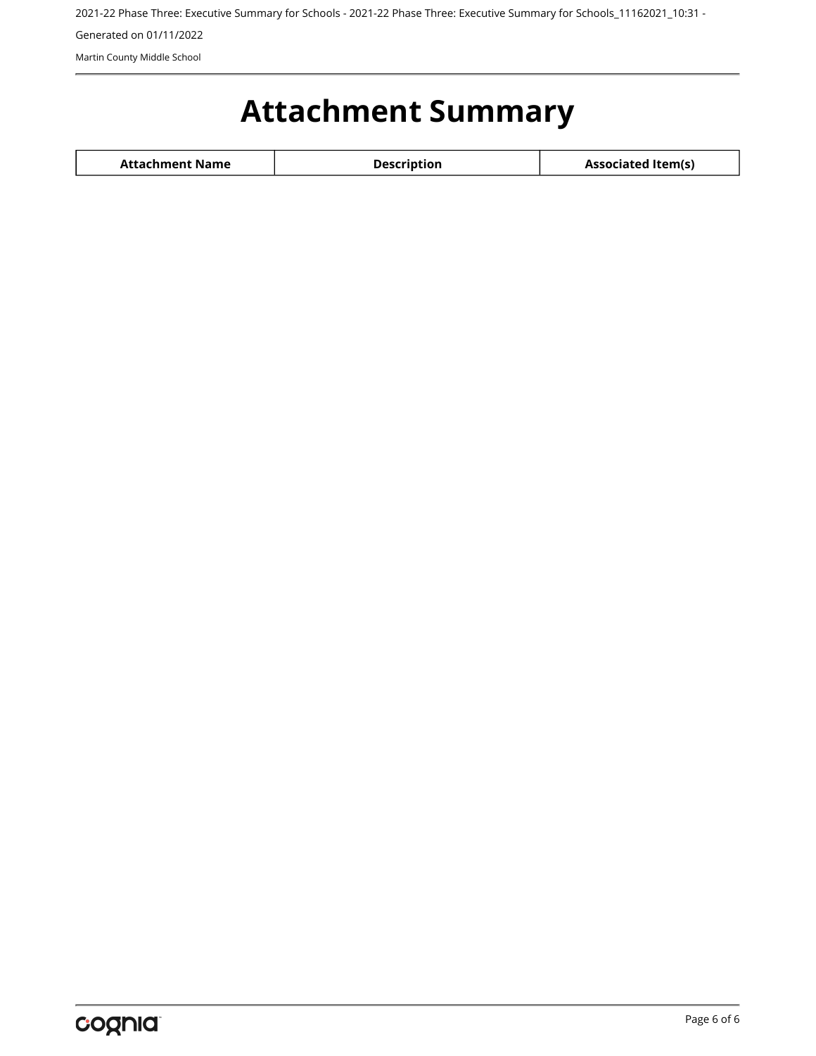# Attachment Summary

| Attachment Name | Description | Associated Item(s) |
| --- | --- | --- |